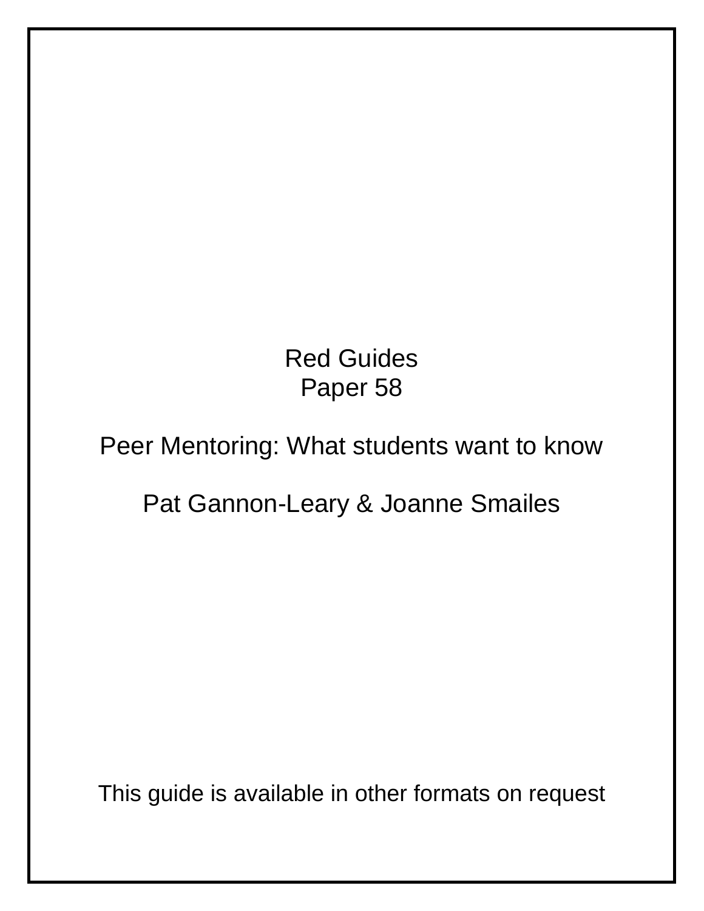Red Guides
Paper 58

# Peer Mentoring: What students want to know

Pat Gannon-Leary & Joanne Smailes

This guide is available in other formats on request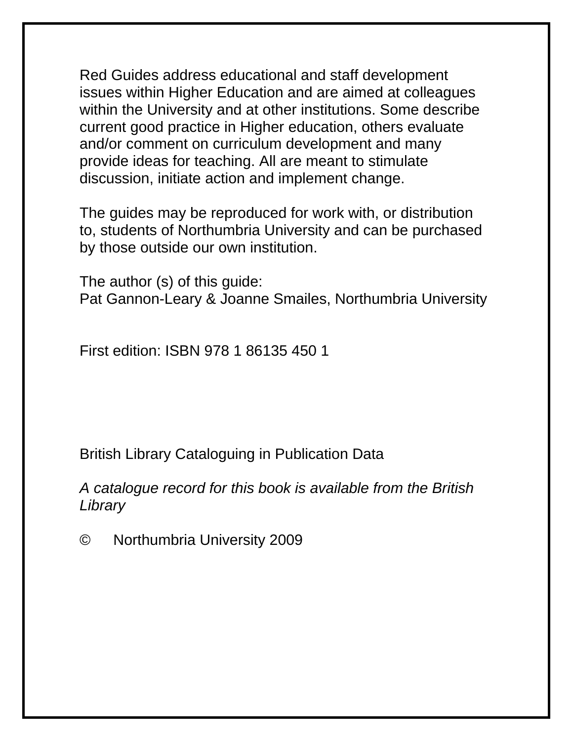Red Guides address educational and staff development issues within Higher Education and are aimed at colleagues within the University and at other institutions. Some describe current good practice in Higher education, others evaluate and/or comment on curriculum development and many provide ideas for teaching. All are meant to stimulate discussion, initiate action and implement change.

The guides may be reproduced for work with, or distribution to, students of Northumbria University and can be purchased by those outside our own institution.

The author (s) of this guide:
Pat Gannon-Leary & Joanne Smailes, Northumbria University

First edition: ISBN 978 1 86135 450 1

British Library Cataloguing in Publication Data

*A catalogue record for this book is available from the British Library*

© Northumbria University 2009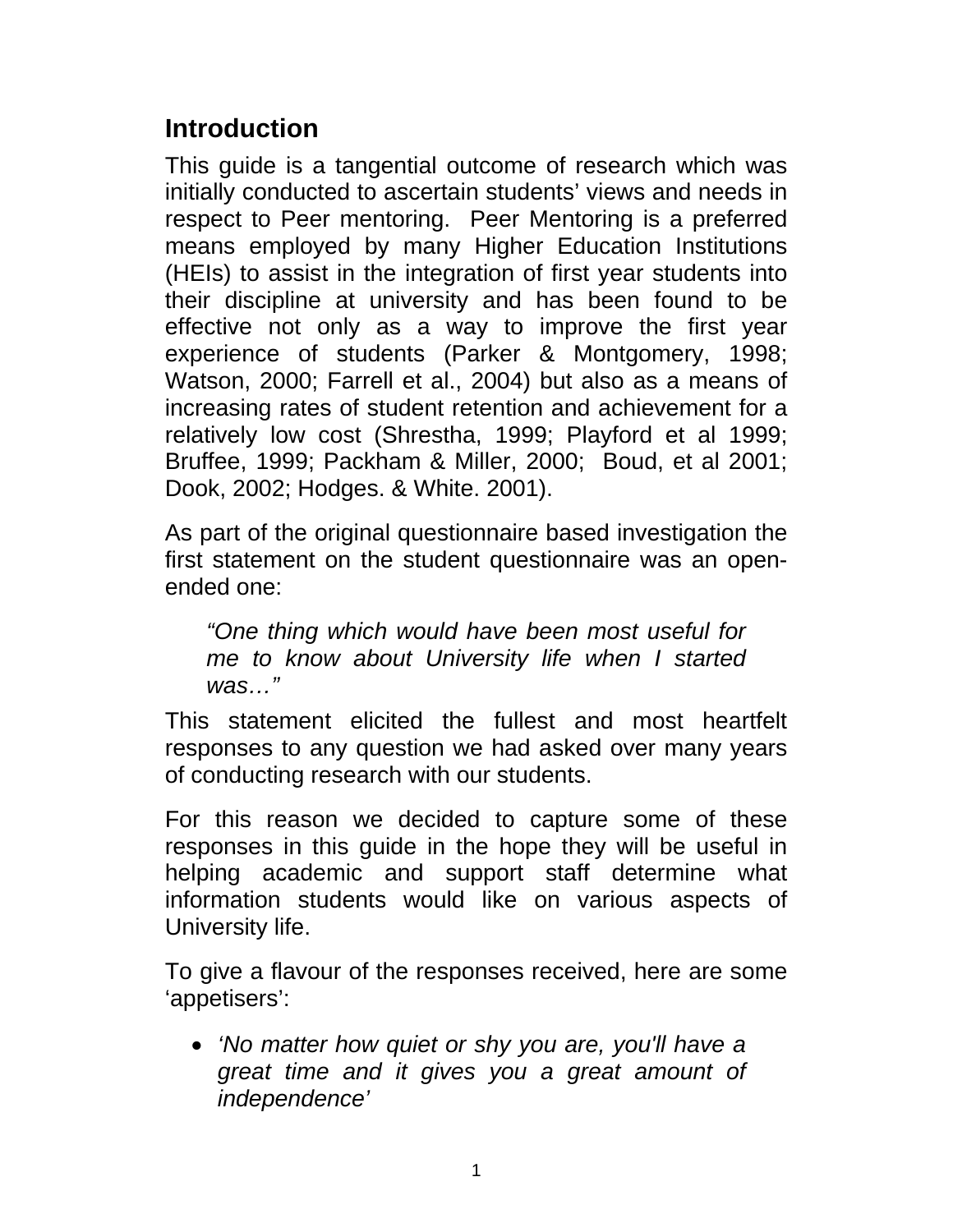## Introduction

This guide is a tangential outcome of research which was initially conducted to ascertain students' views and needs in respect to Peer mentoring.  Peer Mentoring is a preferred means employed by many Higher Education Institutions (HEIs) to assist in the integration of first year students into their discipline at university and has been found to be effective not only as a way to improve the first year experience of students (Parker & Montgomery, 1998; Watson, 2000; Farrell et al., 2004) but also as a means of increasing rates of student retention and achievement for a relatively low cost (Shrestha, 1999; Playford et al 1999; Bruffee, 1999; Packham & Miller, 2000;  Boud, et al 2001; Dook, 2002; Hodges. & White. 2001).

As part of the original questionnaire based investigation the first statement on the student questionnaire was an open-ended one:

> *"One thing which would have been most useful for me to know about University life when I started was…"*

This statement elicited the fullest and most heartfelt responses to any question we had asked over many years of conducting research with our students.

For this reason we decided to capture some of these responses in this guide in the hope they will be useful in helping academic and support staff determine what information students would like on various aspects of University life.

To give a flavour of the responses received, here are some 'appetisers':

- *'No matter how quiet or shy you are, you'll have a great time and it gives you a great amount of independence'*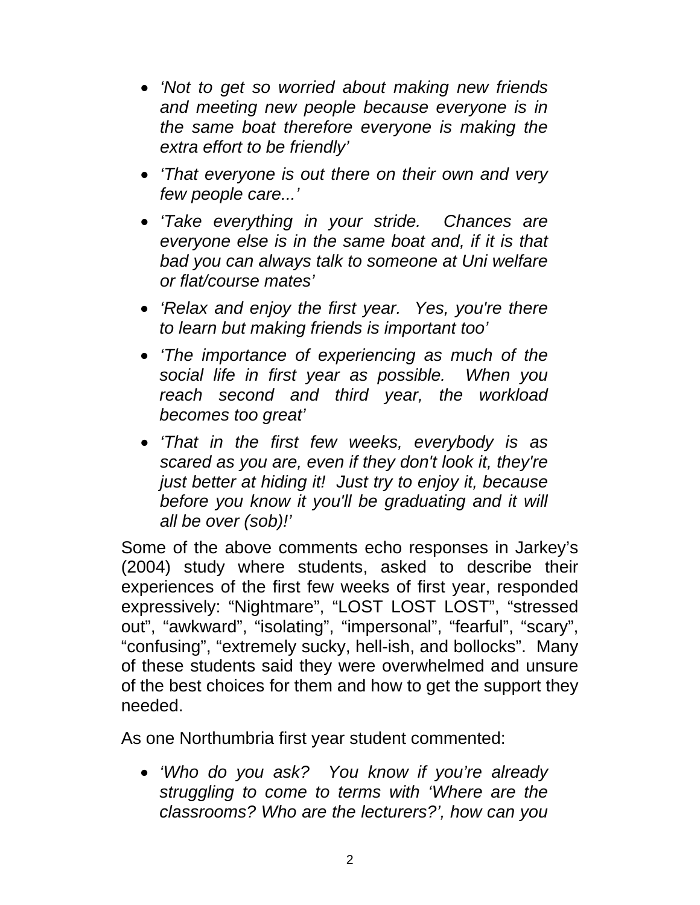- *'Not to get so worried about making new friends and meeting new people because everyone is in the same boat therefore everyone is making the extra effort to be friendly'*
- *'That everyone is out there on their own and very few people care...'*
- *'Take everything in your stride. Chances are everyone else is in the same boat and, if it is that bad you can always talk to someone at Uni welfare or flat/course mates'*
- *'Relax and enjoy the first year. Yes, you're there to learn but making friends is important too'*
- *'The importance of experiencing as much of the social life in first year as possible. When you reach second and third year, the workload becomes too great'*
- *'That in the first few weeks, everybody is as scared as you are, even if they don't look it, they're just better at hiding it! Just try to enjoy it, because before you know it you'll be graduating and it will all be over (sob)!'*

Some of the above comments echo responses in Jarkey's (2004) study where students, asked to describe their experiences of the first few weeks of first year, responded expressively: "Nightmare", "LOST LOST LOST", "stressed out", "awkward", "isolating", "impersonal", "fearful", "scary", "confusing", "extremely sucky, hell-ish, and bollocks". Many of these students said they were overwhelmed and unsure of the best choices for them and how to get the support they needed.

As one Northumbria first year student commented:

- *'Who do you ask? You know if you're already struggling to come to terms with 'Where are the classrooms? Who are the lecturers?', how can you*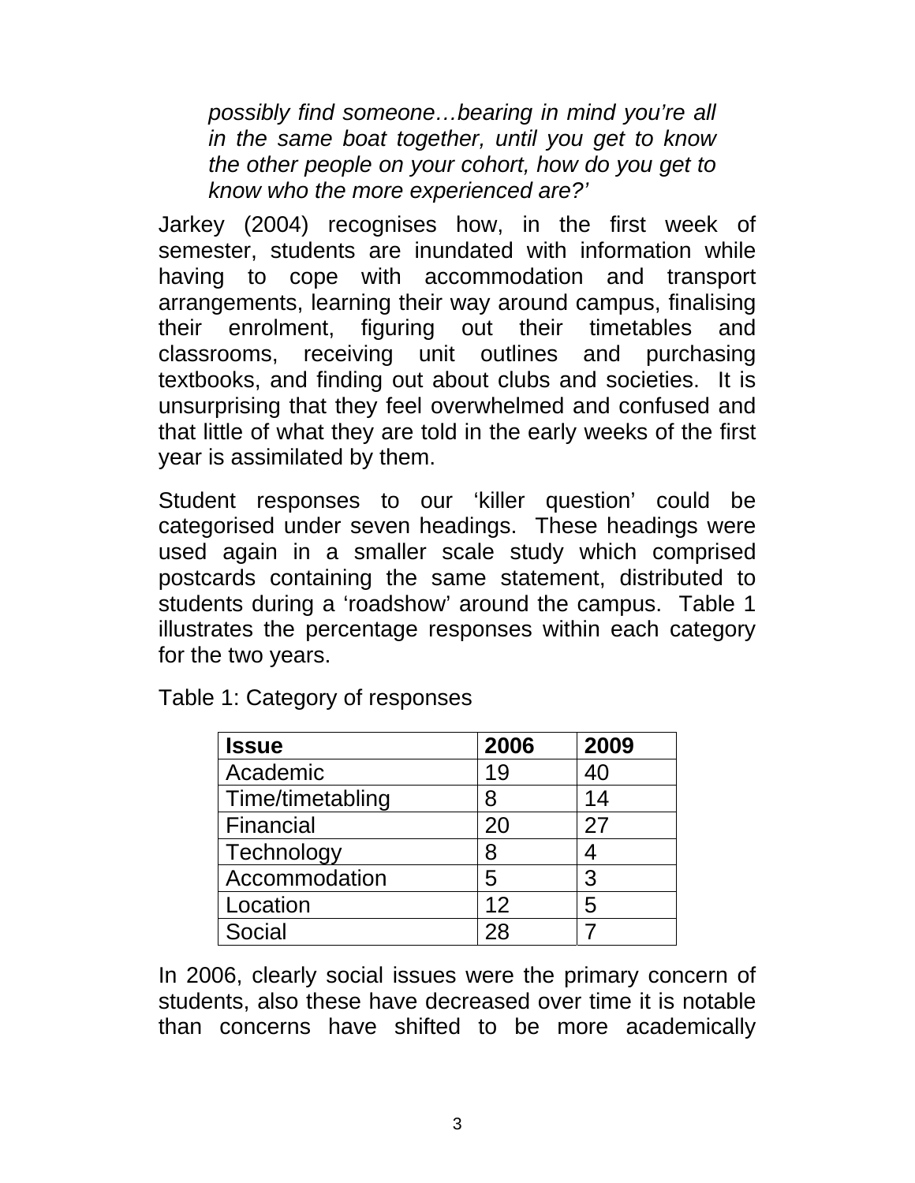*possibly find someone…bearing in mind you're all in the same boat together, until you get to know the other people on your cohort, how do you get to know who the more experienced are?'*

Jarkey (2004) recognises how, in the first week of semester, students are inundated with information while having to cope with accommodation and transport arrangements, learning their way around campus, finalising their enrolment, figuring out their timetables and classrooms, receiving unit outlines and purchasing textbooks, and finding out about clubs and societies. It is unsurprising that they feel overwhelmed and confused and that little of what they are told in the early weeks of the first year is assimilated by them.

Student responses to our 'killer question' could be categorised under seven headings. These headings were used again in a smaller scale study which comprised postcards containing the same statement, distributed to students during a 'roadshow' around the campus. Table 1 illustrates the percentage responses within each category for the two years.

Table 1: Category of responses

| **Issue** | **2006** | **2009** |
|---|---|---|
| Academic | 19 | 40 |
| Time/timetabling | 8 | 14 |
| Financial | 20 | 27 |
| Technology | 8 | 4 |
| Accommodation | 5 | 3 |
| Location | 12 | 5 |
| Social | 28 | 7 |

In 2006, clearly social issues were the primary concern of students, also these have decreased over time it is notable than concerns have shifted to be more academically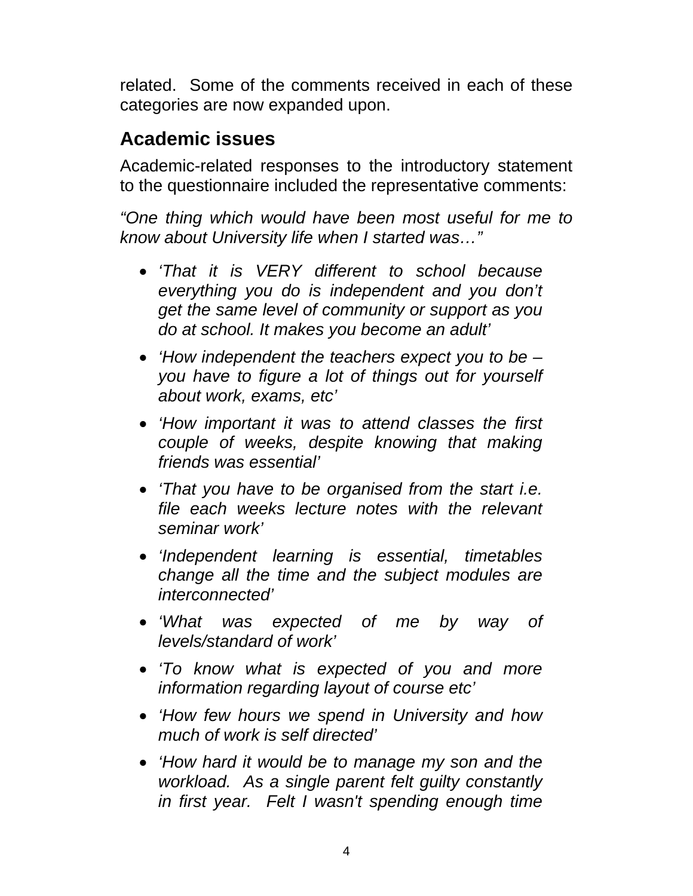related. Some of the comments received in each of these categories are now expanded upon.

## Academic issues

Academic-related responses to the introductory statement to the questionnaire included the representative comments:

*"One thing which would have been most useful for me to know about University life when I started was…"*

- *'That it is VERY different to school because everything you do is independent and you don't get the same level of community or support as you do at school. It makes you become an adult'*
- *'How independent the teachers expect you to be – you have to figure a lot of things out for yourself about work, exams, etc'*
- *'How important it was to attend classes the first couple of weeks, despite knowing that making friends was essential'*
- *'That you have to be organised from the start i.e. file each weeks lecture notes with the relevant seminar work'*
- *'Independent learning is essential, timetables change all the time and the subject modules are interconnected'*
- *'What was expected of me by way of levels/standard of work'*
- *'To know what is expected of you and more information regarding layout of course etc'*
- *'How few hours we spend in University and how much of work is self directed'*
- *'How hard it would be to manage my son and the workload. As a single parent felt guilty constantly in first year. Felt I wasn't spending enough time*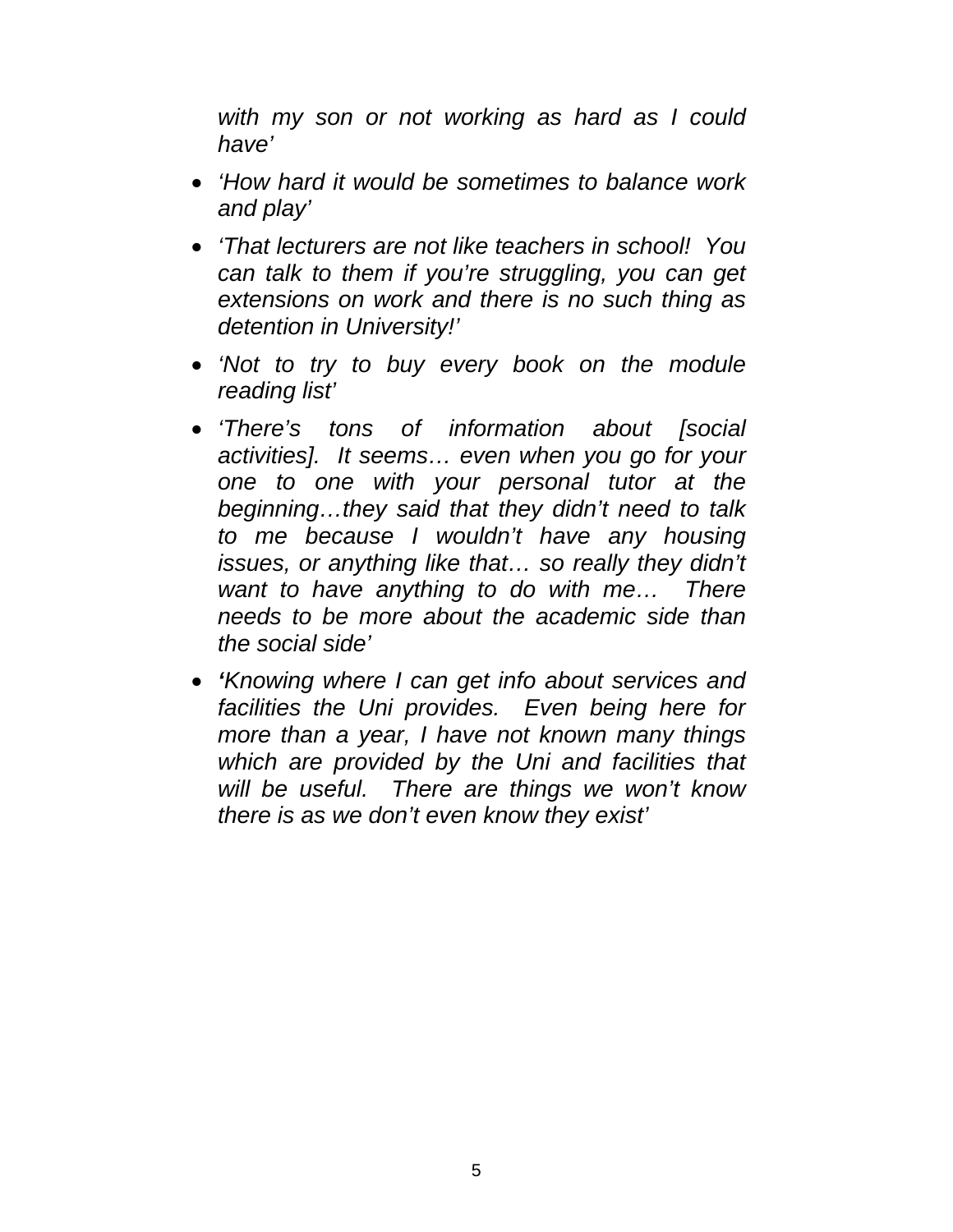*with my son or not working as hard as I could have'*

- *'How hard it would be sometimes to balance work and play'*
- *'That lecturers are not like teachers in school! You can talk to them if you're struggling, you can get extensions on work and there is no such thing as detention in University!'*
- *'Not to try to buy every book on the module reading list'*
- *'There's tons of information about [social activities]. It seems… even when you go for your one to one with your personal tutor at the beginning…they said that they didn't need to talk to me because I wouldn't have any housing issues, or anything like that… so really they didn't want to have anything to do with me… There needs to be more about the academic side than the social side'*
- ***'**Knowing where I can get info about services and facilities the Uni provides. Even being here for more than a year, I have not known many things which are provided by the Uni and facilities that will be useful. There are things we won't know there is as we don't even know they exist'*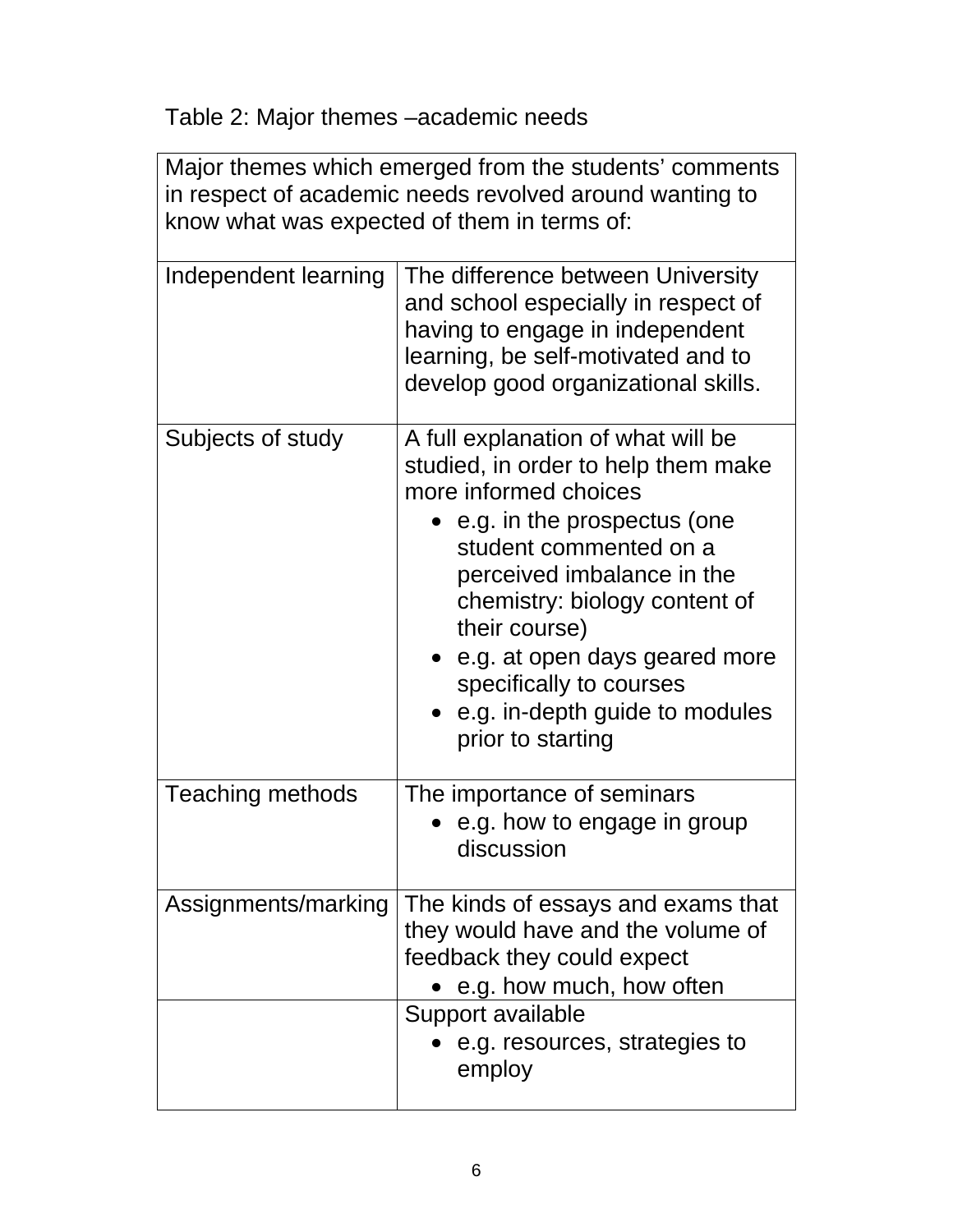Table 2: Major themes –academic needs

| Major themes which emerged from the students' comments in respect of academic needs revolved around wanting to know what was expected of them in terms of: | |
|---|---|
| Independent learning | The difference between University and school especially in respect of having to engage in independent learning, be self-motivated and to develop good organizational skills. |
| Subjects of study | A full explanation of what will be studied, in order to help them make more informed choices<br>• e.g. in the prospectus (one student commented on a perceived imbalance in the chemistry: biology content of their course)<br>• e.g. at open days geared more specifically to courses<br>• e.g. in-depth guide to modules prior to starting |
| Teaching methods | The importance of seminars<br>• e.g. how to engage in group discussion |
| Assignments/marking | The kinds of essays and exams that they would have and the volume of feedback they could expect<br>• e.g. how much, how often |
| | Support available<br>• e.g. resources, strategies to employ |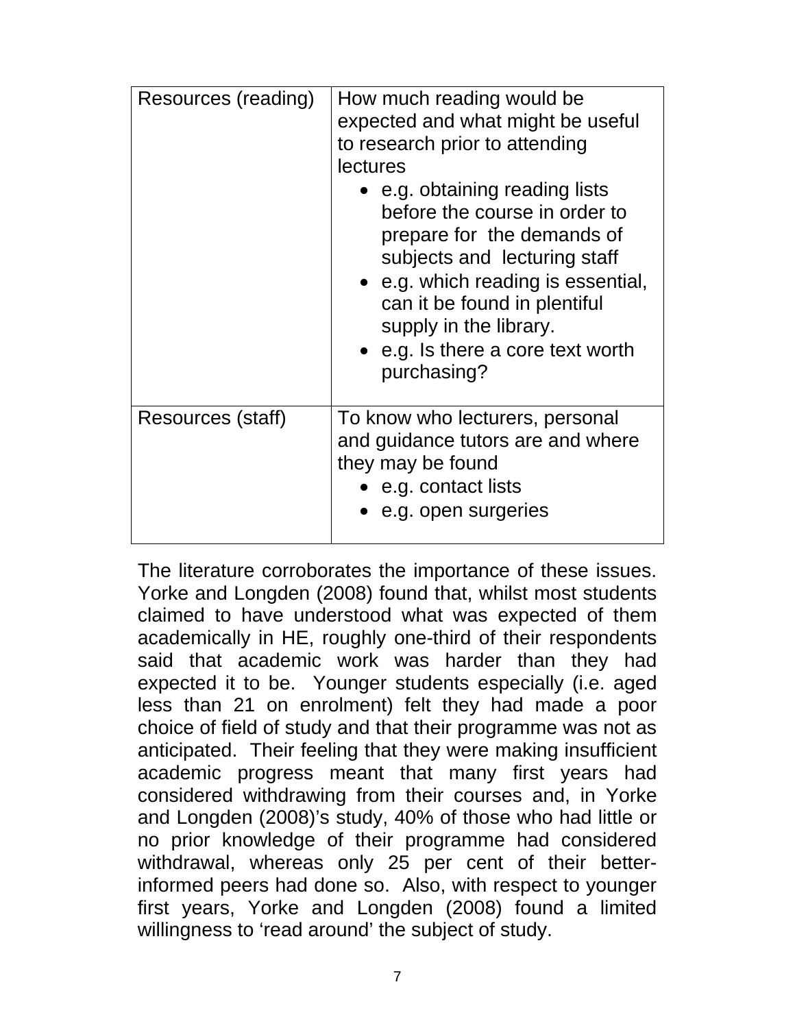| | |
|---|---|
| Resources (reading) | How much reading would be expected and what might be useful to research prior to attending lectures<br>• e.g. obtaining reading lists before the course in order to prepare for the demands of subjects and lecturing staff<br>• e.g. which reading is essential, can it be found in plentiful supply in the library.<br>• e.g. Is there a core text worth purchasing? |
| Resources (staff) | To know who lecturers, personal and guidance tutors are and where they may be found<br>• e.g. contact lists<br>• e.g. open surgeries |

The literature corroborates the importance of these issues. Yorke and Longden (2008) found that, whilst most students claimed to have understood what was expected of them academically in HE, roughly one-third of their respondents said that academic work was harder than they had expected it to be. Younger students especially (i.e. aged less than 21 on enrolment) felt they had made a poor choice of field of study and that their programme was not as anticipated. Their feeling that they were making insufficient academic progress meant that many first years had considered withdrawing from their courses and, in Yorke and Longden (2008)'s study, 40% of those who had little or no prior knowledge of their programme had considered withdrawal, whereas only 25 per cent of their better-informed peers had done so. Also, with respect to younger first years, Yorke and Longden (2008) found a limited willingness to 'read around' the subject of study.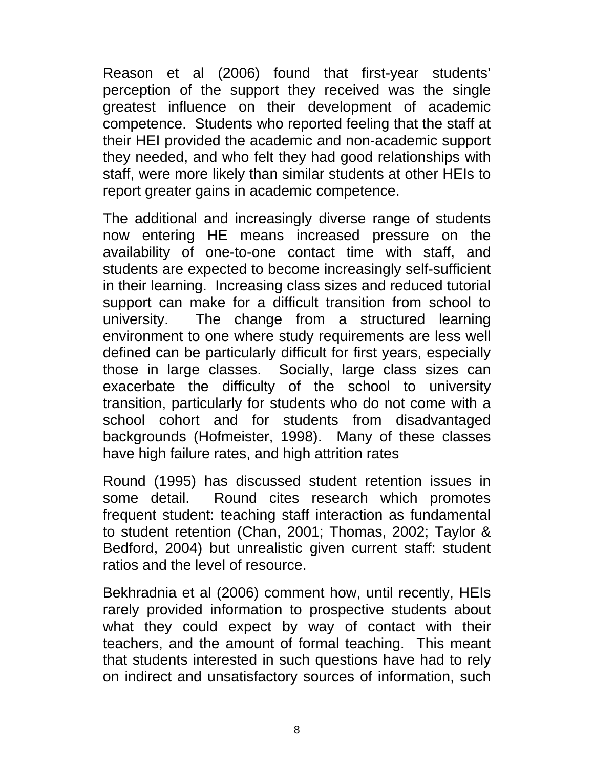Reason et al (2006) found that first-year students' perception of the support they received was the single greatest influence on their development of academic competence. Students who reported feeling that the staff at their HEI provided the academic and non-academic support they needed, and who felt they had good relationships with staff, were more likely than similar students at other HEIs to report greater gains in academic competence.

The additional and increasingly diverse range of students now entering HE means increased pressure on the availability of one-to-one contact time with staff, and students are expected to become increasingly self-sufficient in their learning. Increasing class sizes and reduced tutorial support can make for a difficult transition from school to university. The change from a structured learning environment to one where study requirements are less well defined can be particularly difficult for first years, especially those in large classes. Socially, large class sizes can exacerbate the difficulty of the school to university transition, particularly for students who do not come with a school cohort and for students from disadvantaged backgrounds (Hofmeister, 1998). Many of these classes have high failure rates, and high attrition rates

Round (1995) has discussed student retention issues in some detail. Round cites research which promotes frequent student: teaching staff interaction as fundamental to student retention (Chan, 2001; Thomas, 2002; Taylor & Bedford, 2004) but unrealistic given current staff: student ratios and the level of resource.

Bekhradnia et al (2006) comment how, until recently, HEIs rarely provided information to prospective students about what they could expect by way of contact with their teachers, and the amount of formal teaching. This meant that students interested in such questions have had to rely on indirect and unsatisfactory sources of information, such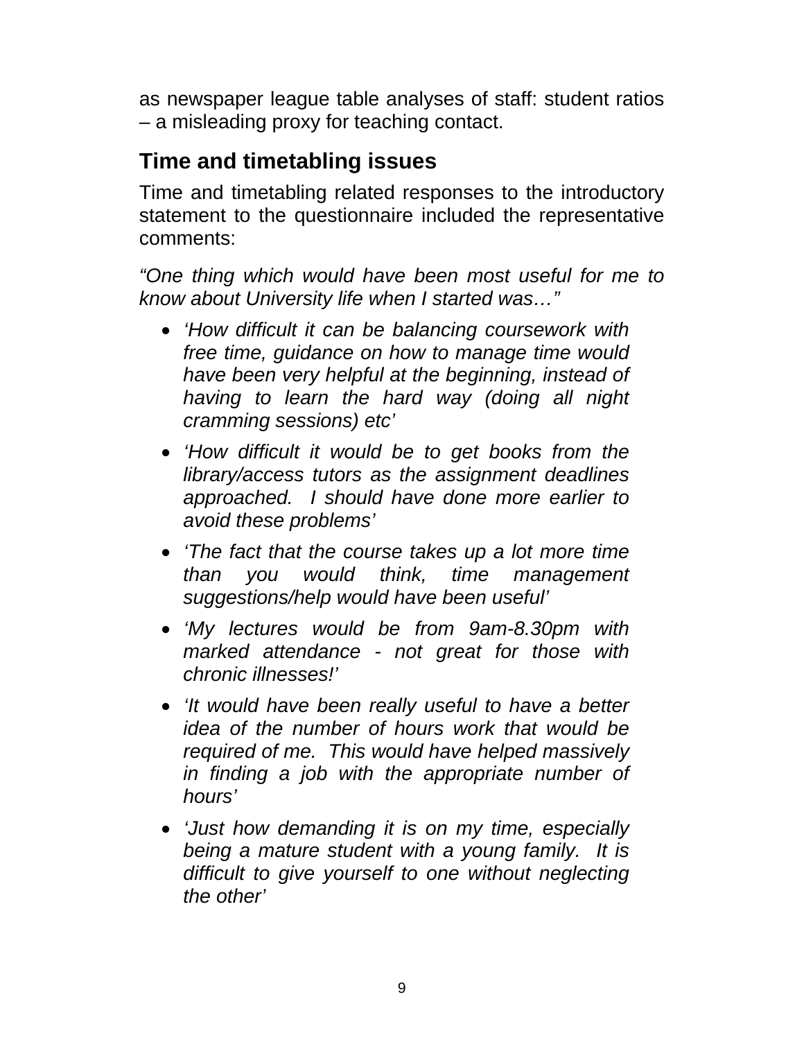as newspaper league table analyses of staff: student ratios – a misleading proxy for teaching contact.

## Time and timetabling issues

Time and timetabling related responses to the introductory statement to the questionnaire included the representative comments:

*"One thing which would have been most useful for me to know about University life when I started was…"*

- *'How difficult it can be balancing coursework with free time, guidance on how to manage time would have been very helpful at the beginning, instead of having to learn the hard way (doing all night cramming sessions) etc'*
- *'How difficult it would be to get books from the library/access tutors as the assignment deadlines approached. I should have done more earlier to avoid these problems'*
- *'The fact that the course takes up a lot more time than you would think, time management suggestions/help would have been useful'*
- *'My lectures would be from 9am-8.30pm with marked attendance - not great for those with chronic illnesses!'*
- *'It would have been really useful to have a better idea of the number of hours work that would be required of me. This would have helped massively in finding a job with the appropriate number of hours'*
- *'Just how demanding it is on my time, especially being a mature student with a young family. It is difficult to give yourself to one without neglecting the other'*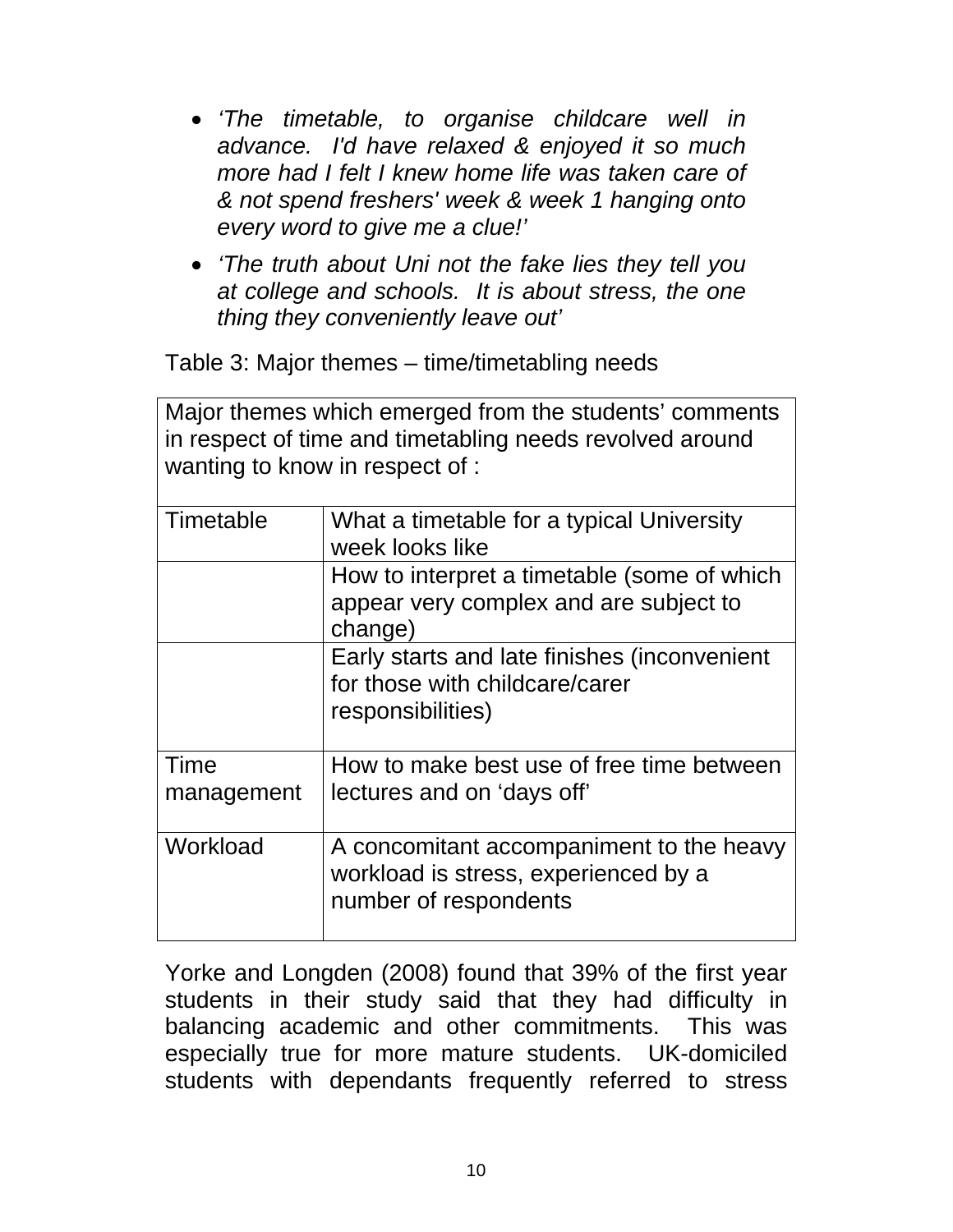- *'The timetable, to organise childcare well in advance. I'd have relaxed & enjoyed it so much more had I felt I knew home life was taken care of & not spend freshers' week & week 1 hanging onto every word to give me a clue!'*
- *'The truth about Uni not the fake lies they tell you at college and schools. It is about stress, the one thing they conveniently leave out'*

Table 3: Major themes – time/timetabling needs

| Major themes which emerged from the students' comments in respect of time and timetabling needs revolved around wanting to know in respect of : | |
|---|---|
| Timetable | What a timetable for a typical University week looks like |
| | How to interpret a timetable (some of which appear very complex and are subject to change) |
| | Early starts and late finishes (inconvenient for those with childcare/carer responsibilities) |
| Time management | How to make best use of free time between lectures and on 'days off' |
| Workload | A concomitant accompaniment to the heavy workload is stress, experienced by a number of respondents |

Yorke and Longden (2008) found that 39% of the first year students in their study said that they had difficulty in balancing academic and other commitments. This was especially true for more mature students. UK-domiciled students with dependants frequently referred to stress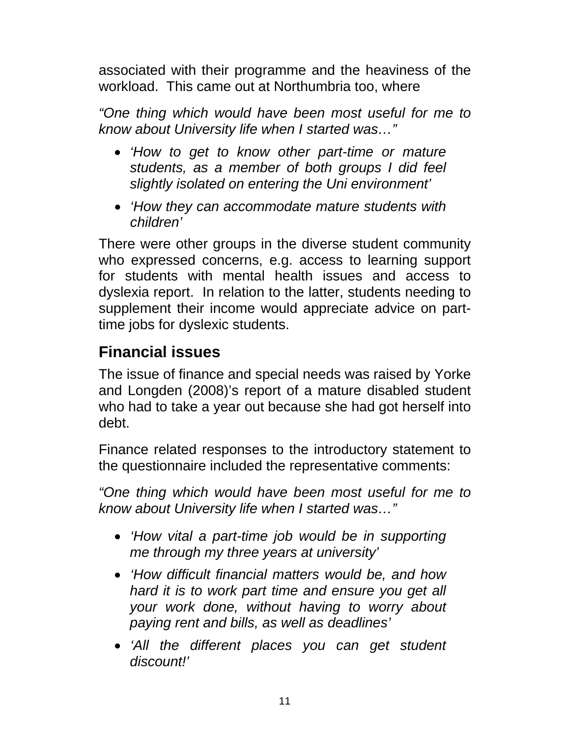associated with their programme and the heaviness of the workload. This came out at Northumbria too, where

*"One thing which would have been most useful for me to know about University life when I started was…"*

- *'How to get to know other part-time or mature students, as a member of both groups I did feel slightly isolated on entering the Uni environment'*
- *'How they can accommodate mature students with children'*

There were other groups in the diverse student community who expressed concerns, e.g. access to learning support for students with mental health issues and access to dyslexia report. In relation to the latter, students needing to supplement their income would appreciate advice on part-time jobs for dyslexic students.

## Financial issues

The issue of finance and special needs was raised by Yorke and Longden (2008)'s report of a mature disabled student who had to take a year out because she had got herself into debt.

Finance related responses to the introductory statement to the questionnaire included the representative comments:

*"One thing which would have been most useful for me to know about University life when I started was…"*

- *'How vital a part-time job would be in supporting me through my three years at university'*
- *'How difficult financial matters would be, and how hard it is to work part time and ensure you get all your work done, without having to worry about paying rent and bills, as well as deadlines'*
- *'All the different places you can get student discount!'*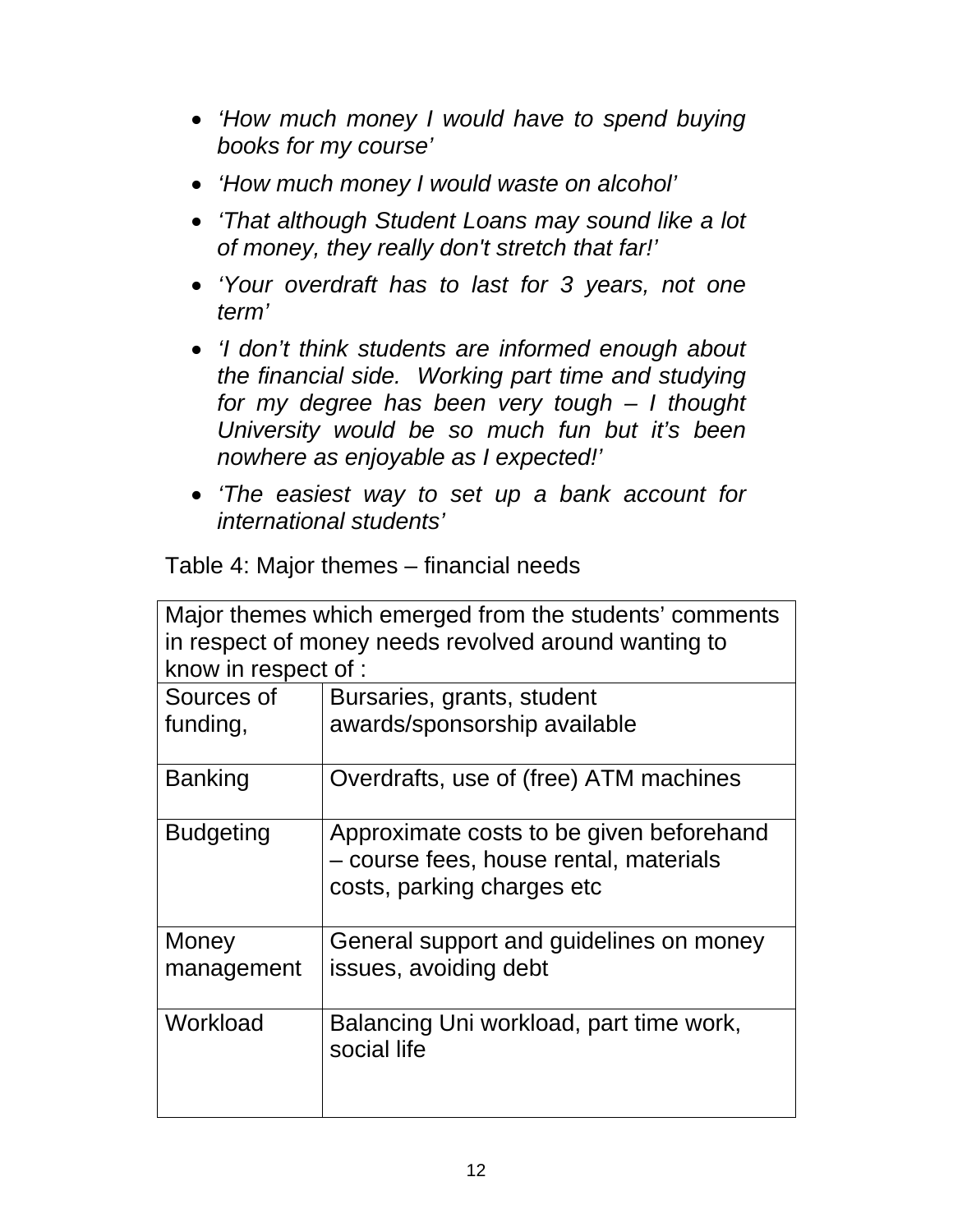- *'How much money I would have to spend buying books for my course'*
- *'How much money I would waste on alcohol'*
- *'That although Student Loans may sound like a lot of money, they really don't stretch that far!'*
- *'Your overdraft has to last for 3 years, not one term'*
- *'I don't think students are informed enough about the financial side. Working part time and studying for my degree has been very tough – I thought University would be so much fun but it's been nowhere as enjoyable as I expected!'*
- *'The easiest way to set up a bank account for international students'*

Table 4: Major themes – financial needs

| Major themes which emerged from the students' comments in respect of money needs revolved around wanting to know in respect of : | |
|---|---|
| Sources of funding, | Bursaries, grants, student awards/sponsorship available |
| Banking | Overdrafts, use of (free) ATM machines |
| Budgeting | Approximate costs to be given beforehand – course fees, house rental, materials costs, parking charges etc |
| Money management | General support and guidelines on money issues, avoiding debt |
| Workload | Balancing Uni workload, part time work, social life |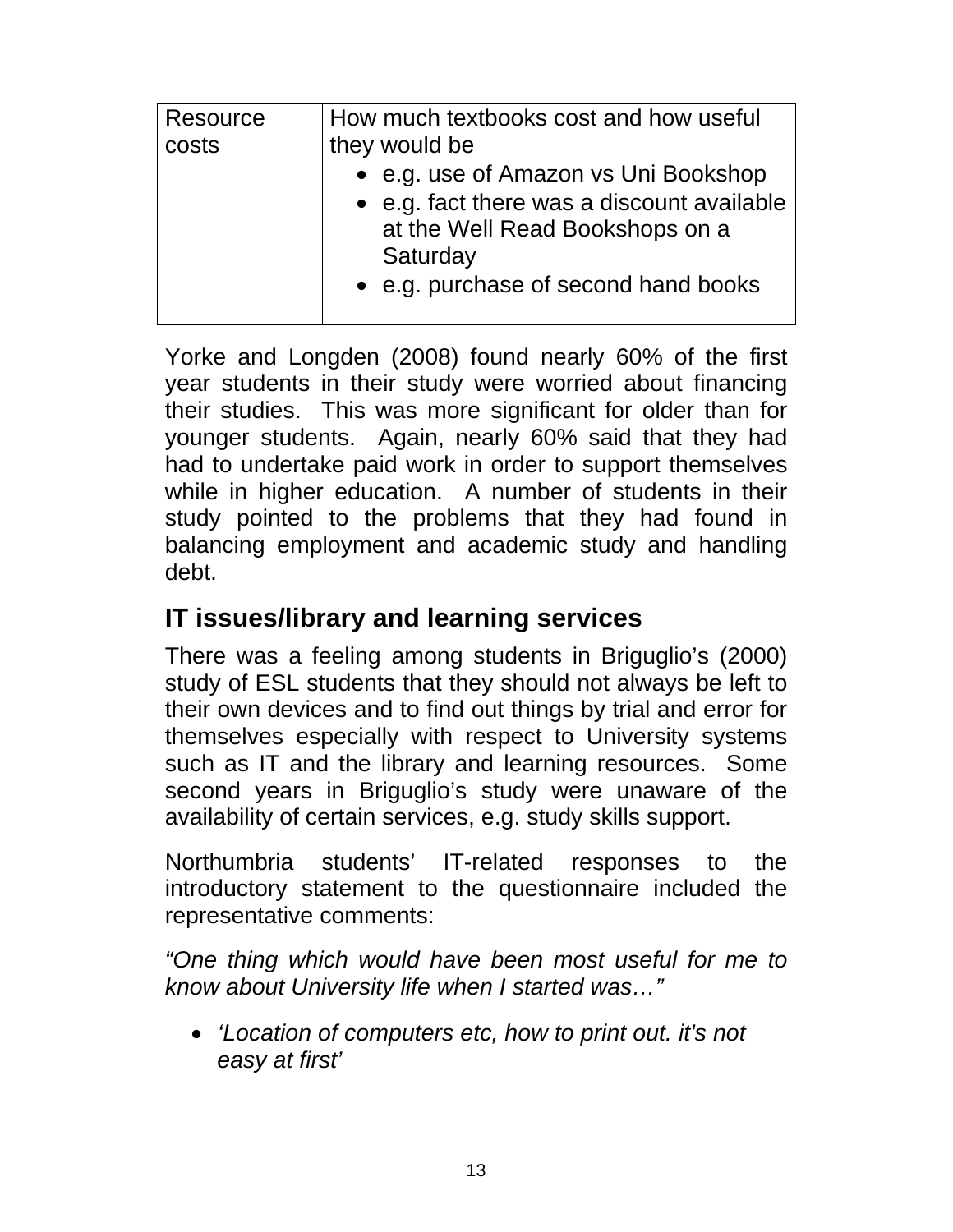| Resource costs | How much textbooks cost and how useful they would be<br>• e.g. use of Amazon vs Uni Bookshop<br>• e.g. fact there was a discount available at the Well Read Bookshops on a Saturday<br>• e.g. purchase of second hand books |
|---|---|

Yorke and Longden (2008) found nearly 60% of the first year students in their study were worried about financing their studies. This was more significant for older than for younger students. Again, nearly 60% said that they had had to undertake paid work in order to support themselves while in higher education. A number of students in their study pointed to the problems that they had found in balancing employment and academic study and handling debt.

## IT issues/library and learning services

There was a feeling among students in Briguglio's (2000) study of ESL students that they should not always be left to their own devices and to find out things by trial and error for themselves especially with respect to University systems such as IT and the library and learning resources. Some second years in Briguglio's study were unaware of the availability of certain services, e.g. study skills support.

Northumbria students' IT-related responses to the introductory statement to the questionnaire included the representative comments:

*"One thing which would have been most useful for me to know about University life when I started was…"*

- *'Location of computers etc, how to print out. it's not easy at first'*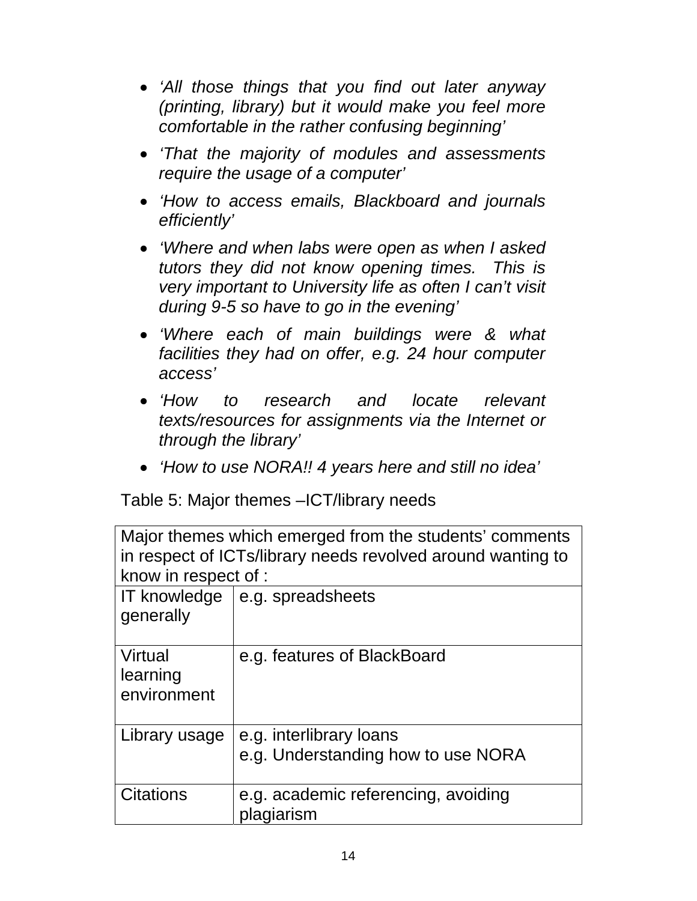- *'All those things that you find out later anyway (printing, library) but it would make you feel more comfortable in the rather confusing beginning'*
- *'That the majority of modules and assessments require the usage of a computer'*
- *'How to access emails, Blackboard and journals efficiently'*
- *'Where and when labs were open as when I asked tutors they did not know opening times. This is very important to University life as often I can't visit during 9-5 so have to go in the evening'*
- *'Where each of main buildings were & what facilities they had on offer, e.g. 24 hour computer access'*
- *'How to research and locate relevant texts/resources for assignments via the Internet or through the library'*
- *'How to use NORA!! 4 years here and still no idea'*

Table 5: Major themes –ICT/library needs

| Major themes which emerged from the students' comments in respect of ICTs/library needs revolved around wanting to know in respect of : | |
|---|---|
| IT knowledge generally | e.g. spreadsheets |
| Virtual learning environment | e.g. features of BlackBoard |
| Library usage | e.g. interlibrary loans<br>e.g. Understanding how to use NORA |
| Citations | e.g. academic referencing, avoiding plagiarism |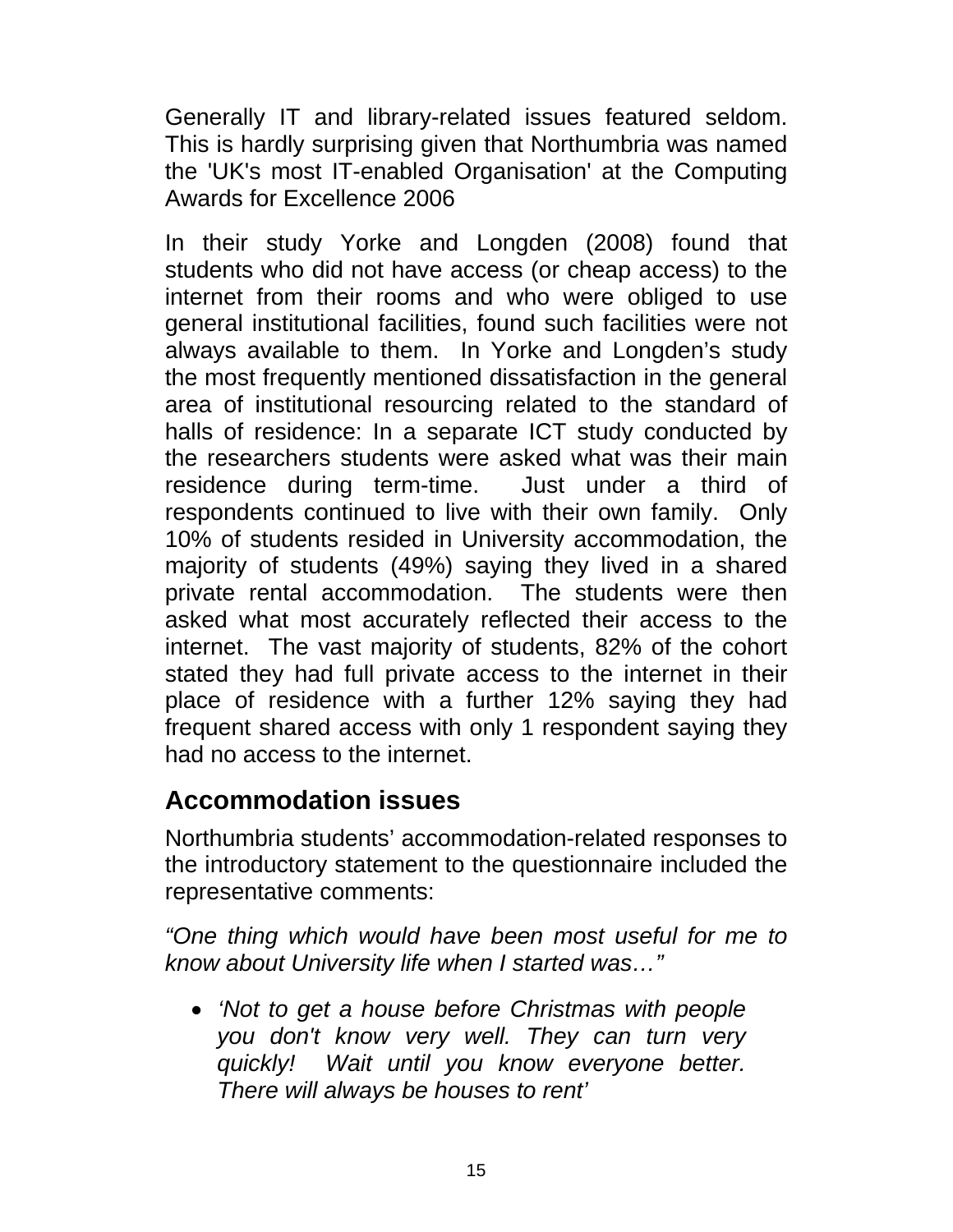Generally IT and library-related issues featured seldom. This is hardly surprising given that Northumbria was named the 'UK's most IT-enabled Organisation' at the Computing Awards for Excellence 2006

In their study Yorke and Longden (2008) found that students who did not have access (or cheap access) to the internet from their rooms and who were obliged to use general institutional facilities, found such facilities were not always available to them. In Yorke and Longden's study the most frequently mentioned dissatisfaction in the general area of institutional resourcing related to the standard of halls of residence: In a separate ICT study conducted by the researchers students were asked what was their main residence during term-time. Just under a third of respondents continued to live with their own family. Only 10% of students resided in University accommodation, the majority of students (49%) saying they lived in a shared private rental accommodation. The students were then asked what most accurately reflected their access to the internet. The vast majority of students, 82% of the cohort stated they had full private access to the internet in their place of residence with a further 12% saying they had frequent shared access with only 1 respondent saying they had no access to the internet.

## Accommodation issues

Northumbria students' accommodation-related responses to the introductory statement to the questionnaire included the representative comments:

*"One thing which would have been most useful for me to know about University life when I started was…"*

- *'Not to get a house before Christmas with people you don't know very well. They can turn very quickly! Wait until you know everyone better. There will always be houses to rent'*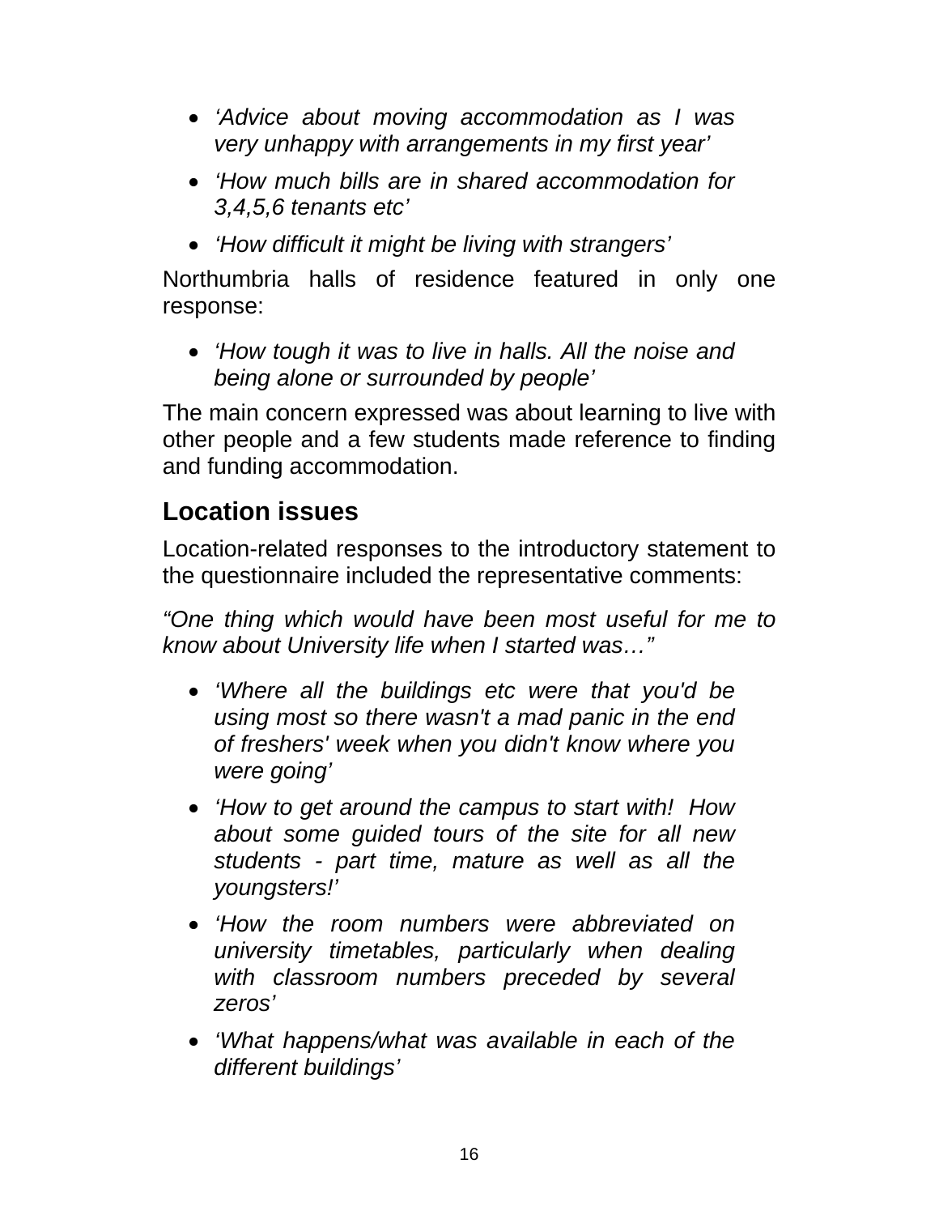- *'Advice about moving accommodation as I was very unhappy with arrangements in my first year'*
- *'How much bills are in shared accommodation for 3,4,5,6 tenants etc'*
- *'How difficult it might be living with strangers'*

Northumbria halls of residence featured in only one response:

- *'How tough it was to live in halls. All the noise and being alone or surrounded by people'*

The main concern expressed was about learning to live with other people and a few students made reference to finding and funding accommodation.

## Location issues

Location-related responses to the introductory statement to the questionnaire included the representative comments:

*"One thing which would have been most useful for me to know about University life when I started was…"*

- *'Where all the buildings etc were that you'd be using most so there wasn't a mad panic in the end of freshers' week when you didn't know where you were going'*
- *'How to get around the campus to start with! How about some guided tours of the site for all new students - part time, mature as well as all the youngsters!'*
- *'How the room numbers were abbreviated on university timetables, particularly when dealing with classroom numbers preceded by several zeros'*
- *'What happens/what was available in each of the different buildings'*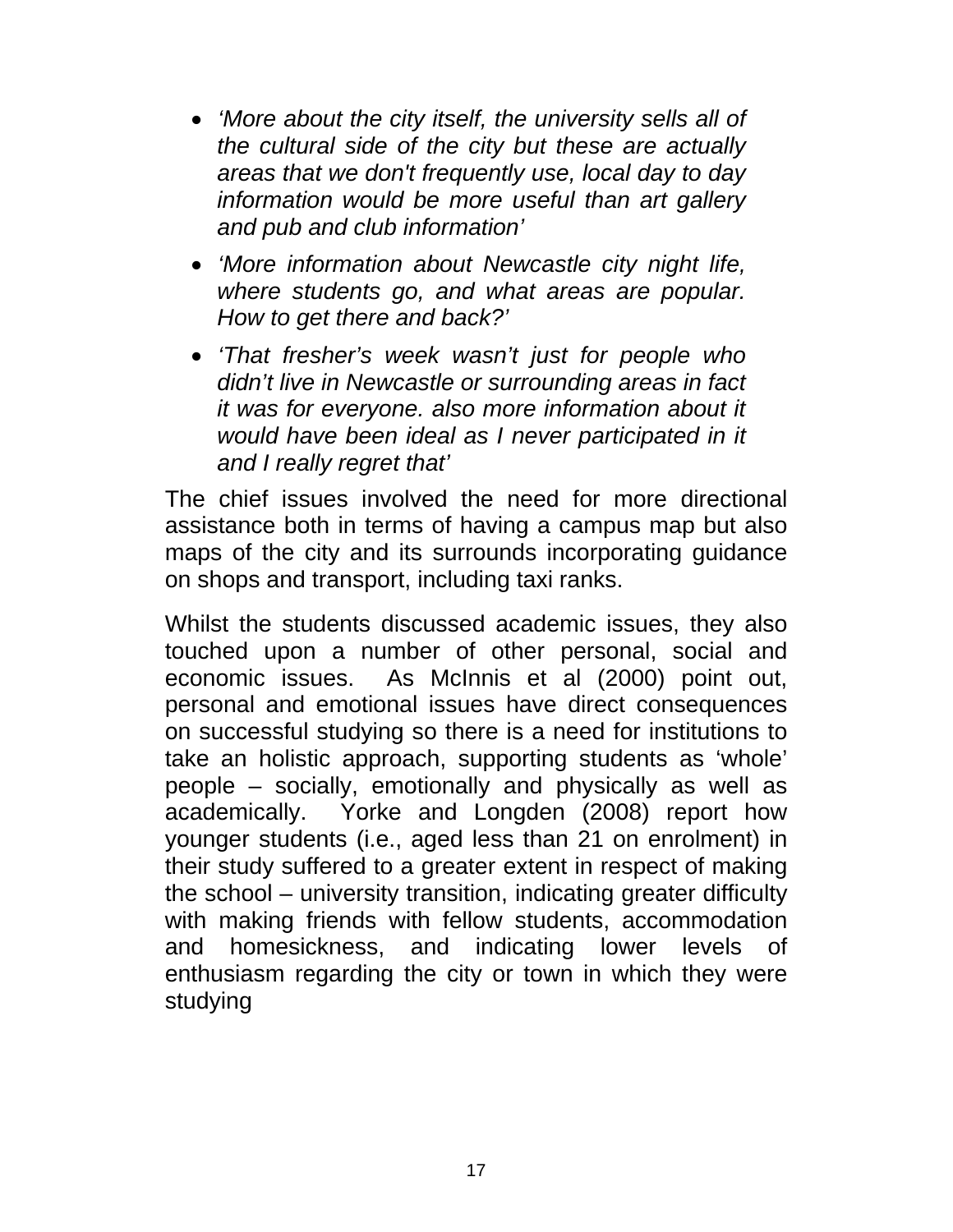- *'More about the city itself, the university sells all of the cultural side of the city but these are actually areas that we don't frequently use, local day to day information would be more useful than art gallery and pub and club information'*
- *'More information about Newcastle city night life, where students go, and what areas are popular. How to get there and back?'*
- *'That fresher's week wasn't just for people who didn't live in Newcastle or surrounding areas in fact it was for everyone. also more information about it would have been ideal as I never participated in it and I really regret that'*

The chief issues involved the need for more directional assistance both in terms of having a campus map but also maps of the city and its surrounds incorporating guidance on shops and transport, including taxi ranks.

Whilst the students discussed academic issues, they also touched upon a number of other personal, social and economic issues. As McInnis et al (2000) point out, personal and emotional issues have direct consequences on successful studying so there is a need for institutions to take an holistic approach, supporting students as 'whole' people – socially, emotionally and physically as well as academically. Yorke and Longden (2008) report how younger students (i.e., aged less than 21 on enrolment) in their study suffered to a greater extent in respect of making the school – university transition, indicating greater difficulty with making friends with fellow students, accommodation and homesickness, and indicating lower levels of enthusiasm regarding the city or town in which they were studying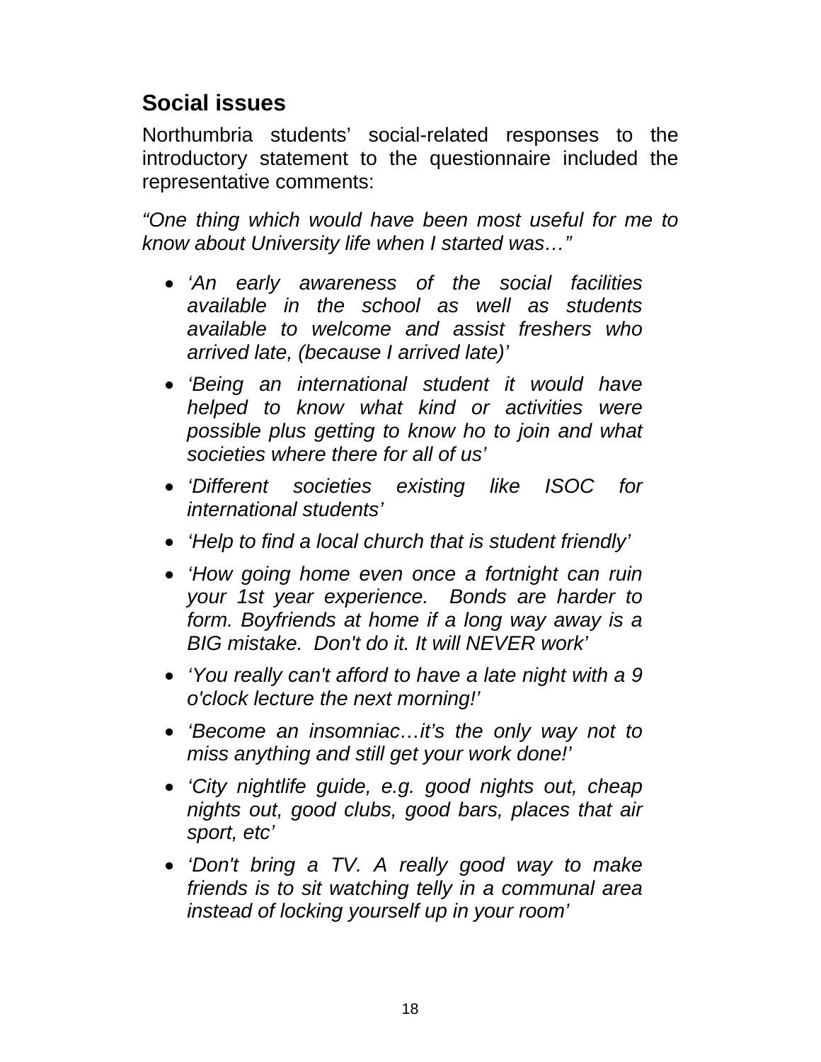## Social issues

Northumbria students' social-related responses to the introductory statement to the questionnaire included the representative comments:

*"One thing which would have been most useful for me to know about University life when I started was…"*

- *'An early awareness of the social facilities available in the school as well as students available to welcome and assist freshers who arrived late, (because I arrived late)'*
- *'Being an international student it would have helped to know what kind or activities were possible plus getting to know ho to join and what societies where there for all of us'*
- *'Different societies existing like ISOC for international students'*
- *'Help to find a local church that is student friendly'*
- *'How going home even once a fortnight can ruin your 1st year experience. Bonds are harder to form. Boyfriends at home if a long way away is a BIG mistake. Don't do it. It will NEVER work'*
- *'You really can't afford to have a late night with a 9 o'clock lecture the next morning!'*
- *'Become an insomniac…it's the only way not to miss anything and still get your work done!'*
- *'City nightlife guide, e.g. good nights out, cheap nights out, good clubs, good bars, places that air sport, etc'*
- *'Don't bring a TV. A really good way to make friends is to sit watching telly in a communal area instead of locking yourself up in your room'*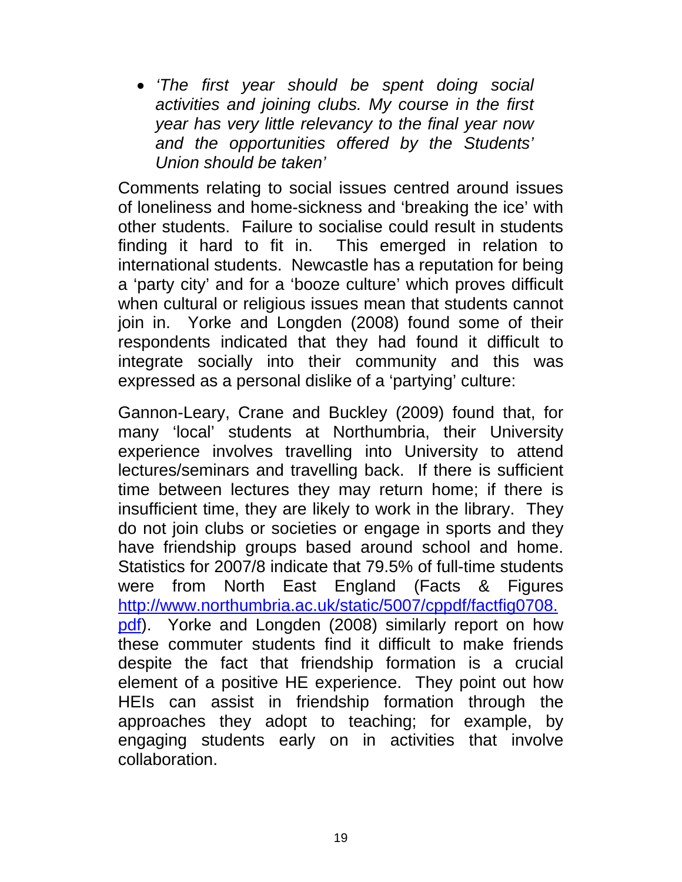- *'The first year should be spent doing social activities and joining clubs. My course in the first year has very little relevancy to the final year now and the opportunities offered by the Students' Union should be taken'*

Comments relating to social issues centred around issues of loneliness and home-sickness and 'breaking the ice' with other students. Failure to socialise could result in students finding it hard to fit in. This emerged in relation to international students. Newcastle has a reputation for being a 'party city' and for a 'booze culture' which proves difficult when cultural or religious issues mean that students cannot join in. Yorke and Longden (2008) found some of their respondents indicated that they had found it difficult to integrate socially into their community and this was expressed as a personal dislike of a 'partying' culture:

Gannon-Leary, Crane and Buckley (2009) found that, for many 'local' students at Northumbria, their University experience involves travelling into University to attend lectures/seminars and travelling back. If there is sufficient time between lectures they may return home; if there is insufficient time, they are likely to work in the library. They do not join clubs or societies or engage in sports and they have friendship groups based around school and home. Statistics for 2007/8 indicate that 79.5% of full-time students were from North East England (Facts & Figures [http://www.northumbria.ac.uk/static/5007/cppdf/factfig0708.pdf](http://www.northumbria.ac.uk/static/5007/cppdf/factfig0708.pdf)). Yorke and Longden (2008) similarly report on how these commuter students find it difficult to make friends despite the fact that friendship formation is a crucial element of a positive HE experience. They point out how HEIs can assist in friendship formation through the approaches they adopt to teaching; for example, by engaging students early on in activities that involve collaboration.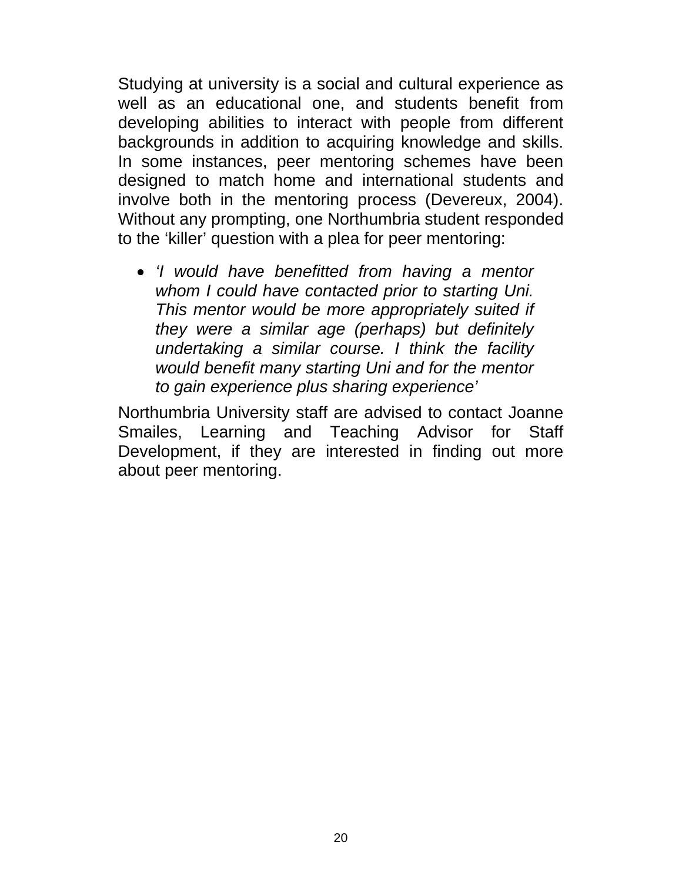Studying at university is a social and cultural experience as well as an educational one, and students benefit from developing abilities to interact with people from different backgrounds in addition to acquiring knowledge and skills. In some instances, peer mentoring schemes have been designed to match home and international students and involve both in the mentoring process (Devereux, 2004). Without any prompting, one Northumbria student responded to the 'killer' question with a plea for peer mentoring:

- *'I would have benefitted from having a mentor whom I could have contacted prior to starting Uni. This mentor would be more appropriately suited if they were a similar age (perhaps) but definitely undertaking a similar course. I think the facility would benefit many starting Uni and for the mentor to gain experience plus sharing experience'*

Northumbria University staff are advised to contact Joanne Smailes, Learning and Teaching Advisor for Staff Development, if they are interested in finding out more about peer mentoring.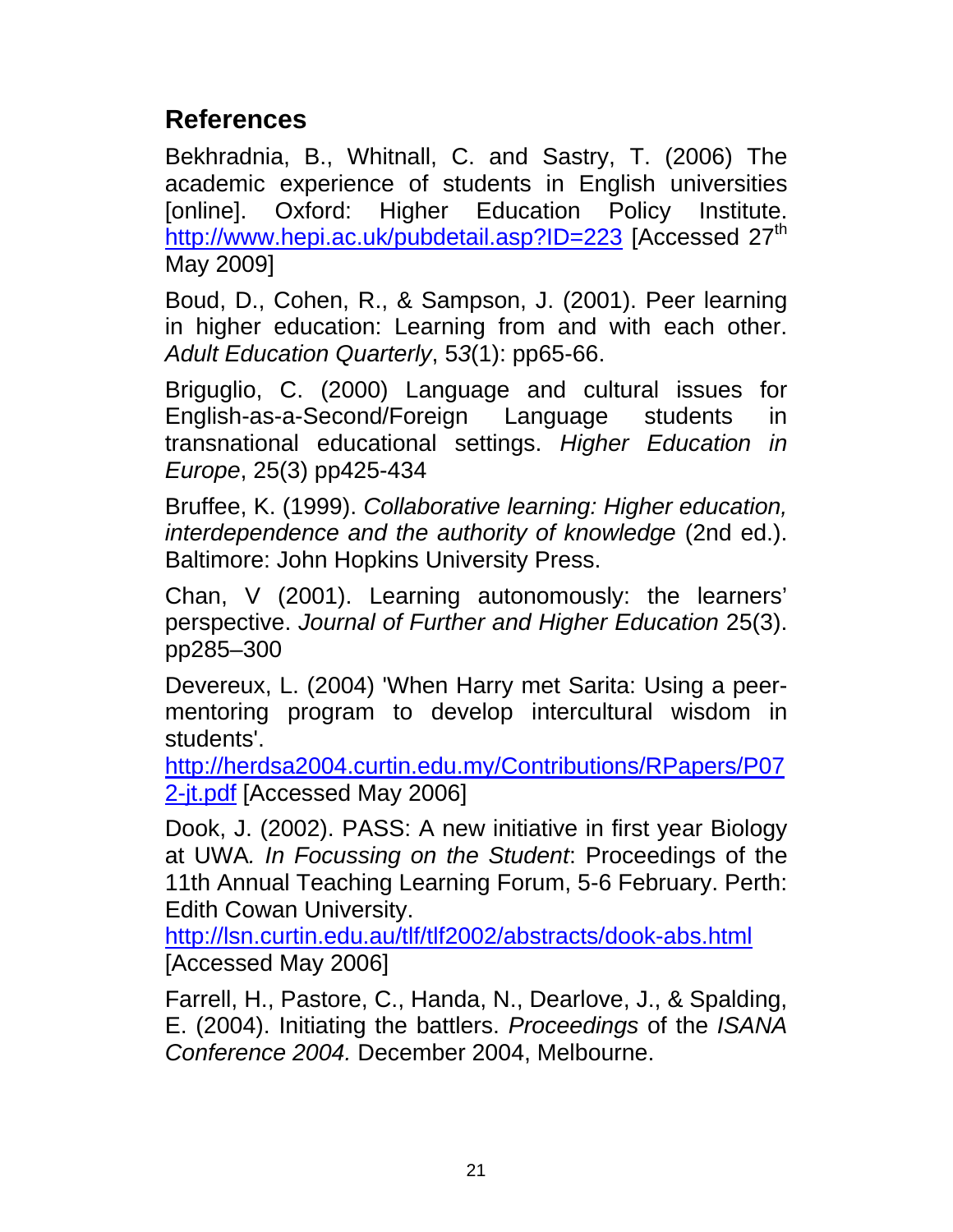## References

Bekhradnia, B., Whitnall, C. and Sastry, T. (2006) The academic experience of students in English universities [online]. Oxford: Higher Education Policy Institute. http://www.hepi.ac.uk/pubdetail.asp?ID=223 [Accessed 27th May 2009]

Boud, D., Cohen, R., & Sampson, J. (2001). Peer learning in higher education: Learning from and with each other. *Adult Education Quarterly*, 53(1): pp65-66.

Briguglio, C. (2000) Language and cultural issues for English-as-a-Second/Foreign Language students in transnational educational settings. *Higher Education in Europe*, 25(3) pp425-434

Bruffee, K. (1999). *Collaborative learning: Higher education, interdependence and the authority of knowledge* (2nd ed.). Baltimore: John Hopkins University Press.

Chan, V (2001). Learning autonomously: the learners' perspective. *Journal of Further and Higher Education* 25(3). pp285–300

Devereux, L. (2004) 'When Harry met Sarita: Using a peer-mentoring program to develop intercultural wisdom in students'. http://herdsa2004.curtin.edu.my/Contributions/RPapers/P072-jt.pdf [Accessed May 2006]

Dook, J. (2002). PASS: A new initiative in first year Biology at UWA. *In Focussing on the Student*: Proceedings of the 11th Annual Teaching Learning Forum, 5-6 February. Perth: Edith Cowan University. http://lsn.curtin.edu.au/tlf/tlf2002/abstracts/dook-abs.html [Accessed May 2006]

Farrell, H., Pastore, C., Handa, N., Dearlove, J., & Spalding, E. (2004). Initiating the battlers. *Proceedings* of the *ISANA Conference 2004.* December 2004, Melbourne.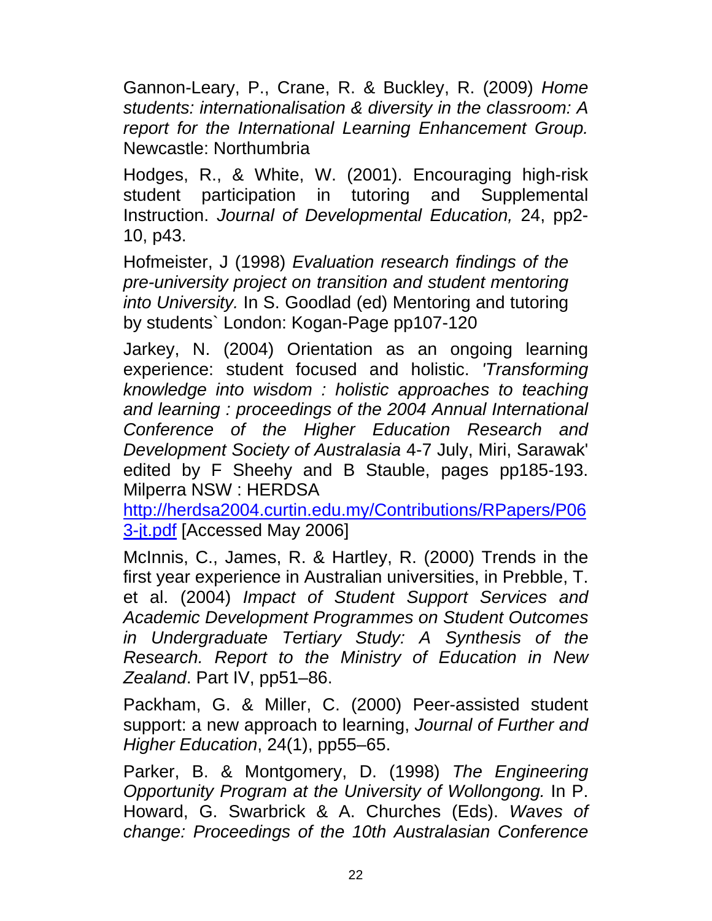Gannon-Leary, P., Crane, R. & Buckley, R. (2009) *Home students: internationalisation & diversity in the classroom: A report for the International Learning Enhancement Group.* Newcastle: Northumbria

Hodges, R., & White, W. (2001). Encouraging high-risk student participation in tutoring and Supplemental Instruction. *Journal of Developmental Education,* 24, pp2-10, p43.

Hofmeister, J (1998) *Evaluation research findings of the pre-university project on transition and student mentoring into University.* In S. Goodlad (ed) Mentoring and tutoring by students` London: Kogan-Page pp107-120

Jarkey, N. (2004) Orientation as an ongoing learning experience: student focused and holistic. *'Transforming knowledge into wisdom : holistic approaches to teaching and learning : proceedings of the 2004 Annual International Conference of the Higher Education Research and Development Society of Australasia* 4-7 July, Miri, Sarawak' edited by F Sheehy and B Stauble, pages pp185-193. Milperra NSW : HERDSA http://herdsa2004.curtin.edu.my/Contributions/RPapers/P063-jt.pdf [Accessed May 2006]

McInnis, C., James, R. & Hartley, R. (2000) Trends in the first year experience in Australian universities, in Prebble, T. et al. (2004) *Impact of Student Support Services and Academic Development Programmes on Student Outcomes in Undergraduate Tertiary Study: A Synthesis of the Research. Report to the Ministry of Education in New Zealand*. Part IV, pp51–86.

Packham, G. & Miller, C. (2000) Peer-assisted student support: a new approach to learning, *Journal of Further and Higher Education*, 24(1), pp55–65.

Parker, B. & Montgomery, D. (1998) *The Engineering Opportunity Program at the University of Wollongong.* In P. Howard, G. Swarbrick & A. Churches (Eds). *Waves of change: Proceedings of the 10th Australasian Conference*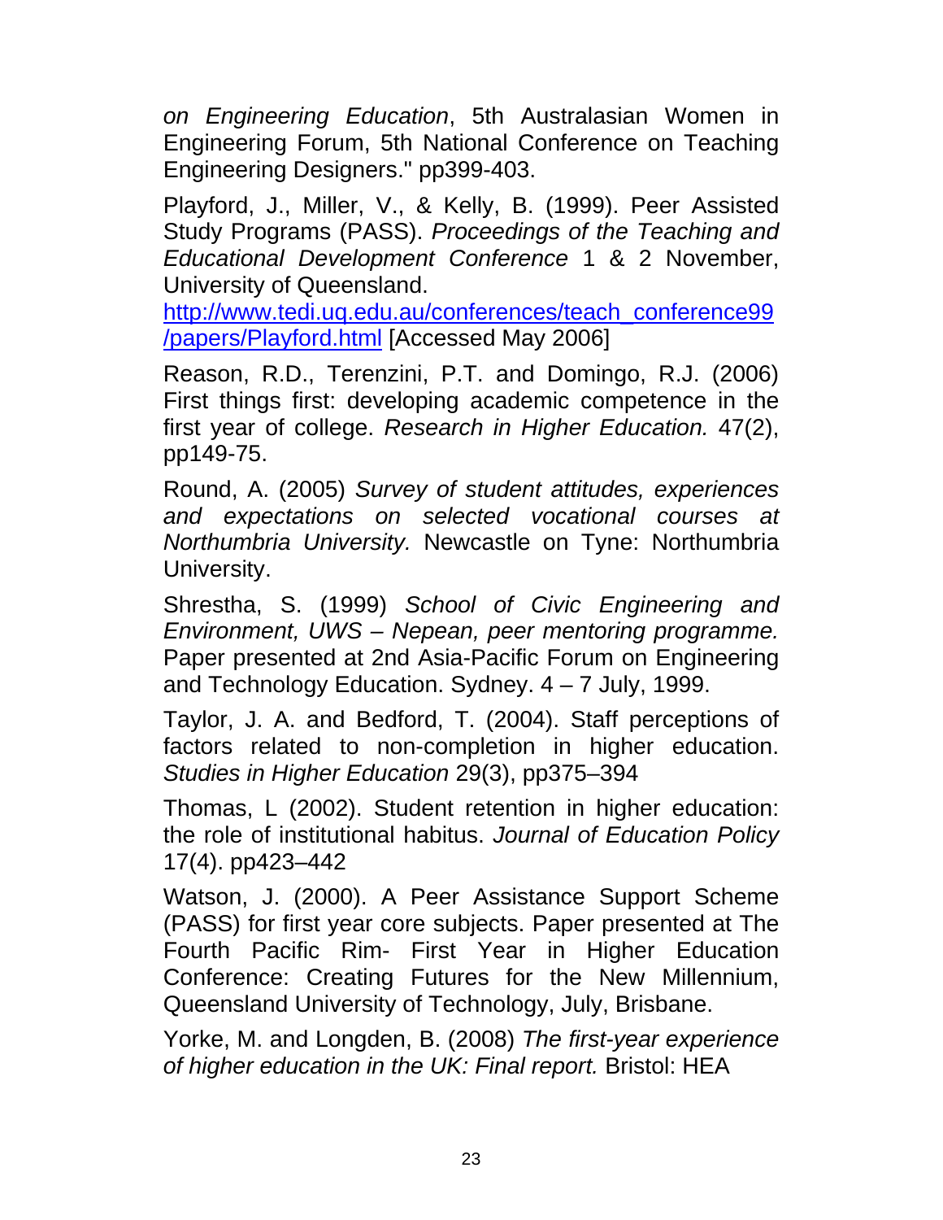*on Engineering Education*, 5th Australasian Women in Engineering Forum, 5th National Conference on Teaching Engineering Designers." pp399-403.

Playford, J., Miller, V., & Kelly, B. (1999). Peer Assisted Study Programs (PASS). *Proceedings of the Teaching and Educational Development Conference* 1 & 2 November, University of Queensland. [http://www.tedi.uq.edu.au/conferences/teach_conference99/papers/Playford.html](http://www.tedi.uq.edu.au/conferences/teach_conference99/papers/Playford.html) [Accessed May 2006]

Reason, R.D., Terenzini, P.T. and Domingo, R.J. (2006) First things first: developing academic competence in the first year of college. *Research in Higher Education.* 47(2), pp149-75.

Round, A. (2005) *Survey of student attitudes, experiences and expectations on selected vocational courses at Northumbria University.* Newcastle on Tyne: Northumbria University.

Shrestha, S. (1999) *School of Civic Engineering and Environment, UWS – Nepean, peer mentoring programme.* Paper presented at 2nd Asia-Pacific Forum on Engineering and Technology Education. Sydney. 4 – 7 July, 1999.

Taylor, J. A. and Bedford, T. (2004). Staff perceptions of factors related to non-completion in higher education. *Studies in Higher Education* 29(3), pp375–394

Thomas, L (2002). Student retention in higher education: the role of institutional habitus. *Journal of Education Policy* 17(4). pp423–442

Watson, J. (2000). A Peer Assistance Support Scheme (PASS) for first year core subjects. Paper presented at The Fourth Pacific Rim- First Year in Higher Education Conference: Creating Futures for the New Millennium, Queensland University of Technology, July, Brisbane.

Yorke, M. and Longden, B. (2008) *The first-year experience of higher education in the UK: Final report.* Bristol: HEA